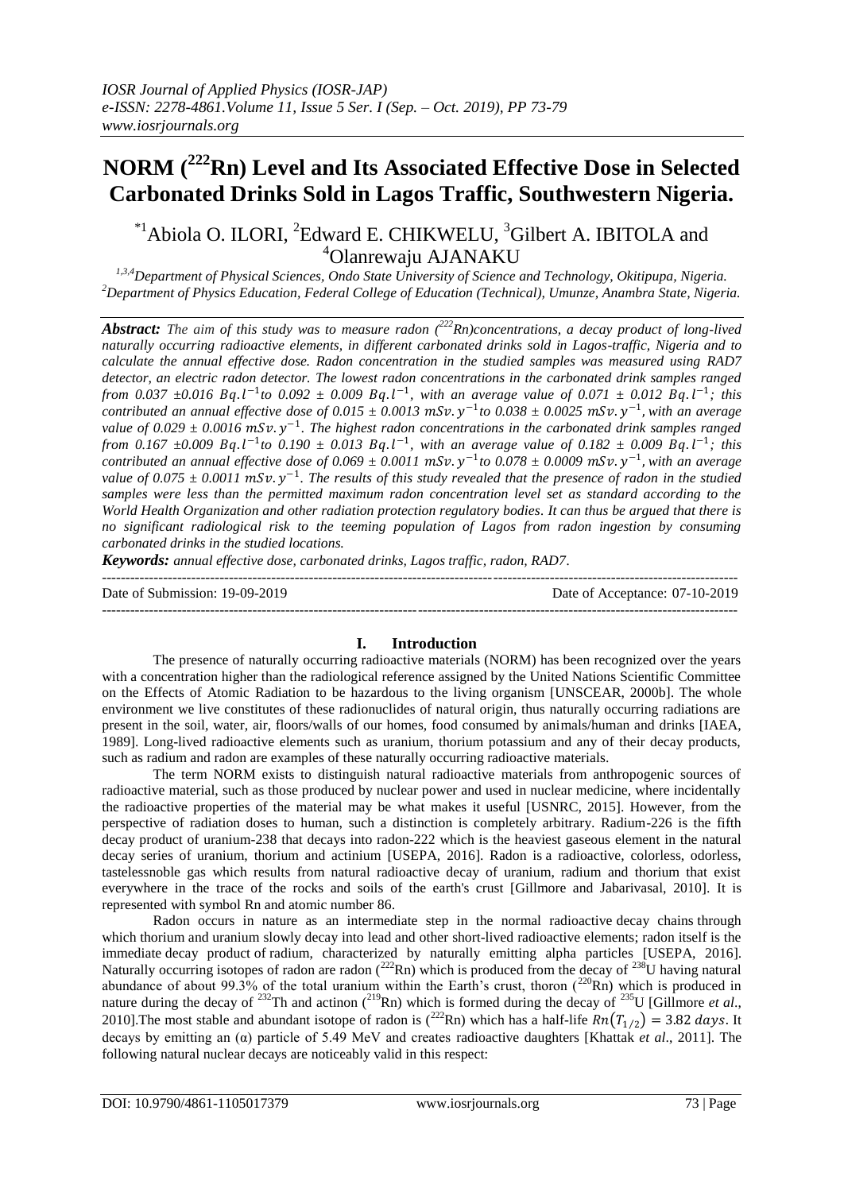# NORM ($^{222}$Rn) Level and Its Associated Effective Dose in Selected Carbonated Drinks Sold in Lagos Traffic, Southwestern Nigeria.

*[1]Abiola O. ILORI, [2]Edward E. CHIKWELU, [3]Gilbert A. IBITOLA and [4]Olanrewaju AJANAKU

[1,3,4]*Department of Physical Sciences, Ondo State University of Science and Technology, Okitipupa, Nigeria.*
[2]*Department of Physics Education, Federal College of Education (Technical), Umunze, Anambra State, Nigeria.*

***Abstract:*** *The aim of this study was to measure radon ($^{222}$Rn)concentrations, a decay product of long-lived naturally occurring radioactive elements, in different carbonated drinks sold in Lagos-traffic, Nigeria and to calculate the annual effective dose. Radon concentration in the studied samples was measured using RAD7 detector, an electric radon detector. The lowest radon concentrations in the carbonated drink samples ranged from 0.037 ±0.016 $Bq.l^{-1}$to 0.092 ± 0.009 $Bq.l^{-1}$, with an average value of 0.071 ± 0.012 $Bq.l^{-1}$; this contributed an annual effective dose of 0.015 ± 0.0013 $mSv.y^{-1}$to 0.038 ± 0.0025 $mSv.y^{-1}$, with an average value of 0.029 ± 0.0016 $mSv.y^{-1}$. The highest radon concentrations in the carbonated drink samples ranged from 0.167 ±0.009 $Bq.l^{-1}$to 0.190 ± 0.013 $Bq.l^{-1}$, with an average value of 0.182 ± 0.009 $Bq.l^{-1}$; this contributed an annual effective dose of 0.069 ± 0.0011 $mSv.y^{-1}$to 0.078 ± 0.0009 $mSv.y^{-1}$, with an average value of 0.075 ± 0.0011 $mSv.y^{-1}$. The results of this study revealed that the presence of radon in the studied samples were less than the permitted maximum radon concentration level set as standard according to the World Health Organization and other radiation protection regulatory bodies. It can thus be argued that there is no significant radiological risk to the teeming population of Lagos from radon ingestion by consuming carbonated drinks in the studied locations.*

***Keywords:*** *annual effective dose, carbonated drinks, Lagos traffic, radon, RAD7.*

---

Date of Submission: 19-09-2019 Date of Acceptance: 07-10-2019

---

## I. Introduction

The presence of naturally occurring radioactive materials (NORM) has been recognized over the years with a concentration higher than the radiological reference assigned by the United Nations Scientific Committee on the Effects of Atomic Radiation to be hazardous to the living organism [UNSCEAR, 2000b]. The whole environment we live constitutes of these radionuclides of natural origin, thus naturally occurring radiations are present in the soil, water, air, floors/walls of our homes, food consumed by animals/human and drinks [IAEA, 1989]. Long-lived radioactive elements such as uranium, thorium potassium and any of their decay products, such as radium and radon are examples of these naturally occurring radioactive materials.

The term NORM exists to distinguish natural radioactive materials from anthropogenic sources of radioactive material, such as those produced by nuclear power and used in nuclear medicine, where incidentally the radioactive properties of the material may be what makes it useful [USNRC, 2015]. However, from the perspective of radiation doses to human, such a distinction is completely arbitrary. Radium-226 is the fifth decay product of uranium-238 that decays into radon-222 which is the heaviest gaseous element in the natural decay series of uranium, thorium and actinium [USEPA, 2016]. Radon is a radioactive, colorless, odorless, tastelessnoble gas which results from natural radioactive decay of uranium, radium and thorium that exist everywhere in the trace of the rocks and soils of the earth's crust [Gillmore and Jabarivasal, 2010]. It is represented with symbol Rn and atomic number 86.

Radon occurs in nature as an intermediate step in the normal radioactive decay chains through which thorium and uranium slowly decay into lead and other short-lived radioactive elements; radon itself is the immediate decay product of radium, characterized by naturally emitting alpha particles [USEPA, 2016]. Naturally occurring isotopes of radon are radon ($^{222}$Rn) which is produced from the decay of $^{238}$U having natural abundance of about 99.3% of the total uranium within the Earth's crust, thoron ($^{220}$Rn) which is produced in nature during the decay of $^{232}$Th and actinon ($^{219}$Rn) which is formed during the decay of $^{235}$U [Gillmore *et al*., 2010].The most stable and abundant isotope of radon is ($^{222}$Rn) which has a half-life $Rn(T_{1/2}) = 3.82\ days$. It decays by emitting an (α) particle of 5.49 MeV and creates radioactive daughters [Khattak *et al*., 2011]. The following natural nuclear decays are noticeably valid in this respect: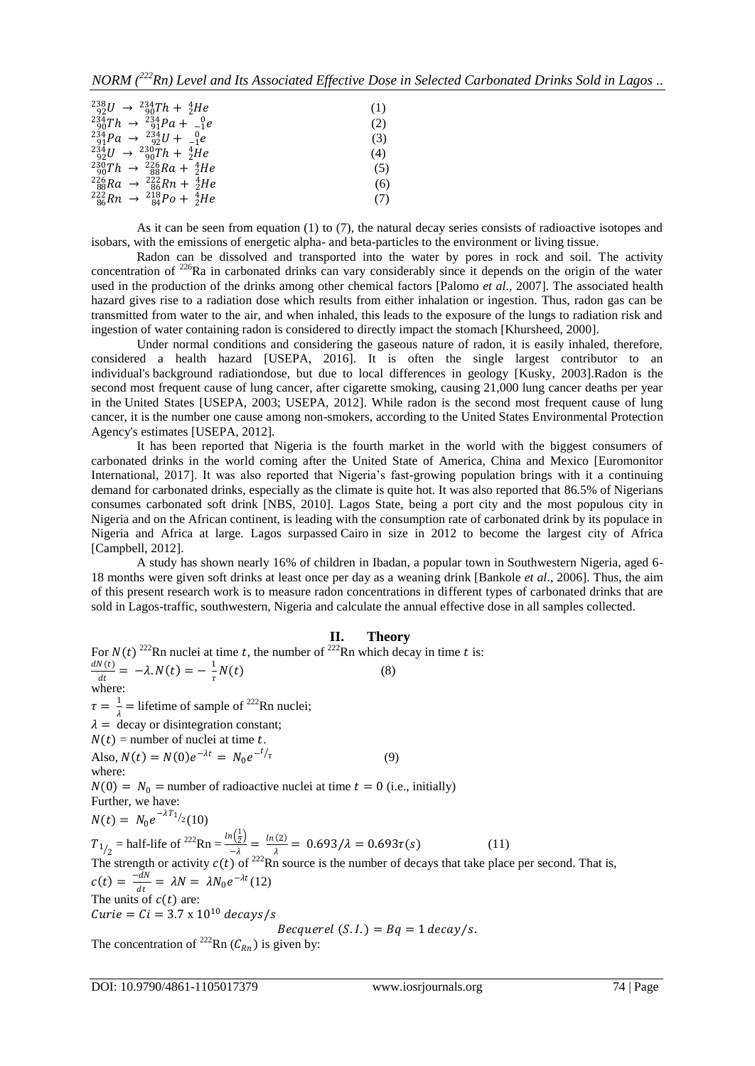$$^{238}_{92}U \rightarrow ^{234}_{90}Th + ^{4}_{2}He \quad (1)$$
$$^{234}_{90}Th \rightarrow ^{234}_{91}Pa + ^{0}_{-1}e \quad (2)$$
$$^{234}_{91}Pa \rightarrow ^{234}_{92}U + ^{0}_{-1}e \quad (3)$$
$$^{234}_{92}U \rightarrow ^{230}_{90}Th + ^{4}_{2}He \quad (4)$$
$$^{230}_{90}Th \rightarrow ^{226}_{88}Ra + ^{4}_{2}He \quad (5)$$
$$^{226}_{88}Ra \rightarrow ^{222}_{86}Rn + ^{4}_{2}He \quad (6)$$
$$^{222}_{86}Rn \rightarrow ^{218}_{84}Po + ^{4}_{2}He \quad (7)$$

As it can be seen from equation (1) to (7), the natural decay series consists of radioactive isotopes and isobars, with the emissions of energetic alpha- and beta-particles to the environment or living tissue.

Radon can be dissolved and transported into the water by pores in rock and soil. The activity concentration of $^{226}$Ra in carbonated drinks can vary considerably since it depends on the origin of the water used in the production of the drinks among other chemical factors [Palomo *et al*., 2007]. The associated health hazard gives rise to a radiation dose which results from either inhalation or ingestion. Thus, radon gas can be transmitted from water to the air, and when inhaled, this leads to the exposure of the lungs to radiation risk and ingestion of water containing radon is considered to directly impact the stomach [Khursheed, 2000].

Under normal conditions and considering the gaseous nature of radon, it is easily inhaled, therefore, considered a health hazard [USEPA, 2016]. It is often the single largest contributor to an individual's background radiationdose, but due to local differences in geology [Kusky, 2003].Radon is the second most frequent cause of lung cancer, after cigarette smoking, causing 21,000 lung cancer deaths per year in the United States [USEPA, 2003; USEPA, 2012]. While radon is the second most frequent cause of lung cancer, it is the number one cause among non-smokers, according to the United States Environmental Protection Agency's estimates [USEPA, 2012].

It has been reported that Nigeria is the fourth market in the world with the biggest consumers of carbonated drinks in the world coming after the United State of America, China and Mexico [Euromonitor International, 2017]. It was also reported that Nigeria's fast-growing population brings with it a continuing demand for carbonated drinks, especially as the climate is quite hot. It was also reported that 86.5% of Nigerians consumes carbonated soft drink [NBS, 2010]. Lagos State, being a port city and the most populous city in Nigeria and on the African continent, is leading with the consumption rate of carbonated drink by its populace in Nigeria and Africa at large. Lagos surpassed Cairo in size in 2012 to become the largest city of Africa [Campbell, 2012].

A study has shown nearly 16% of children in Ibadan, a popular town in Southwestern Nigeria, aged 6-18 months were given soft drinks at least once per day as a weaning drink [Bankole *et al*., 2006]. Thus, the aim of this present research work is to measure radon concentrations in different types of carbonated drinks that are sold in Lagos-traffic, southwestern, Nigeria and calculate the annual effective dose in all samples collected.

## II. Theory

For $N(t)$ $^{222}$Rn nuclei at time $t$, the number of $^{222}$Rn which decay in time $t$ is:

$$\frac{dN(t)}{dt} = -\lambda.N(t) = -\frac{1}{\tau}N(t) \quad (8)$$

where:

$\tau = \frac{1}{\lambda}$ = lifetime of sample of $^{222}$Rn nuclei;

$\lambda =$ decay or disintegration constant;

$N(t)$ = number of nuclei at time $t$.

Also, $N(t) = N(0)e^{-\lambda t} = N_0 e^{-t/\tau}$ (9)

where:

$N(0) = N_0$ = number of radioactive nuclei at time $t = 0$ (i.e., initially)

Further, we have:

$N(t) = N_0 e^{-\lambda T_{1/2}}$ (10)

$T_{1/2}$ = half-life of $^{222}$Rn = $\frac{ln\left(\frac{1}{2}\right)}{-\lambda} = \frac{ln(2)}{\lambda} = 0.693/\lambda = 0.693\tau(s)$ (11)

The strength or activity $c(t)$ of $^{222}$Rn source is the number of decays that take place per second. That is,

$c(t) = \frac{-dN}{dt} = \lambda N = \lambda N_0 e^{-\lambda t}$ (12)

The units of $c(t)$ are:

$Curie = Ci = 3.7 \times 10^{10}\ decays/s$

$Becquerel\ (S.I.) = Bq = 1\ decay/s.$

The concentration of $^{222}$Rn ($C_{Rn}$) is given by: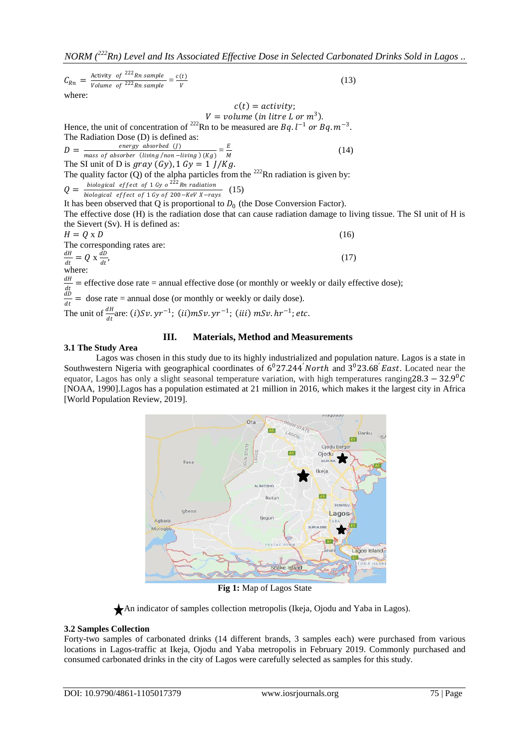$$C_{Rn} = \frac{\text{Activity of } ^{222}Rn \text{ sample}}{\text{Volume of } ^{222}Rn \text{ sample}} = \frac{c(t)}{V} \quad (13)$$

where:

$$c(t) = activity;$$
$$V = volume \ (in \ litre \ L \ or \ m^3).$$

Hence, the unit of concentration of $^{222}$Rn to be measured are $Bq.l^{-1}$ or $Bq.m^{-3}$.

The Radiation Dose (D) is defined as:

$$D = \frac{energy \ absorbed \ (J)}{mass \ of \ absorber \ (living/non-living)(Kg)} = \frac{E}{M} \quad (14)$$

The SI unit of D is $gray \ (Gy), 1 \ Gy = 1 \ J/Kg$.

The quality factor (Q) of the alpha particles from the $^{222}$Rn radiation is given by:

$$Q = \frac{biological \ effect \ of \ 1 \ Gy \ o \ ^{222}Rn \ radiation}{biological \ effect \ of \ 1 \ Gy \ of \ 200-KeV \ X-rays} \quad (15)$$

It has been observed that Q is proportional to $D_0$ (the Dose Conversion Factor).

The effective dose (H) is the radiation dose that can cause radiation damage to living tissue. The SI unit of H is the Sievert (Sv). H is defined as:

$$H = Q \times D \quad (16)$$

The corresponding rates are:

$$\frac{dH}{dt} = Q \times \frac{dD}{dt}, \quad (17)$$

where:

$\frac{dH}{dt}$ = effective dose rate = annual effective dose (or monthly or weekly or daily effective dose);

$\frac{dD}{dt}$ = dose rate = annual dose (or monthly or weekly or daily dose).

The unit of $\frac{dH}{dt}$ are: $(i) Sv.yr^{-1}$; $(ii) mSv.yr^{-1}$; $(iii) \ mSv.hr^{-1}$; $etc.$

## III. Materials, Method and Measurements

### 3.1 The Study Area

Lagos was chosen in this study due to its highly industrialized and population nature. Lagos is a state in Southwestern Nigeria with geographical coordinates of $6^0 27.244' \ North$ and $3^0 23.68' \ East$. Located near the equator, Lagos has only a slight seasonal temperature variation, with high temperatures ranging $28.3 - 32.9^0C$ [NOAA, 1990].Lagos has a population estimated at 21 million in 2016, which makes it the largest city in Africa [World Population Review, 2019].

**Fig 1:** Map of Lagos State

★An indicator of samples collection metropolis (Ikeja, Ojodu and Yaba in Lagos).

### 3.2 Samples Collection

Forty-two samples of carbonated drinks (14 different brands, 3 samples each) were purchased from various locations in Lagos-traffic at Ikeja, Ojodu and Yaba metropolis in February 2019. Commonly purchased and consumed carbonated drinks in the city of Lagos were carefully selected as samples for this study.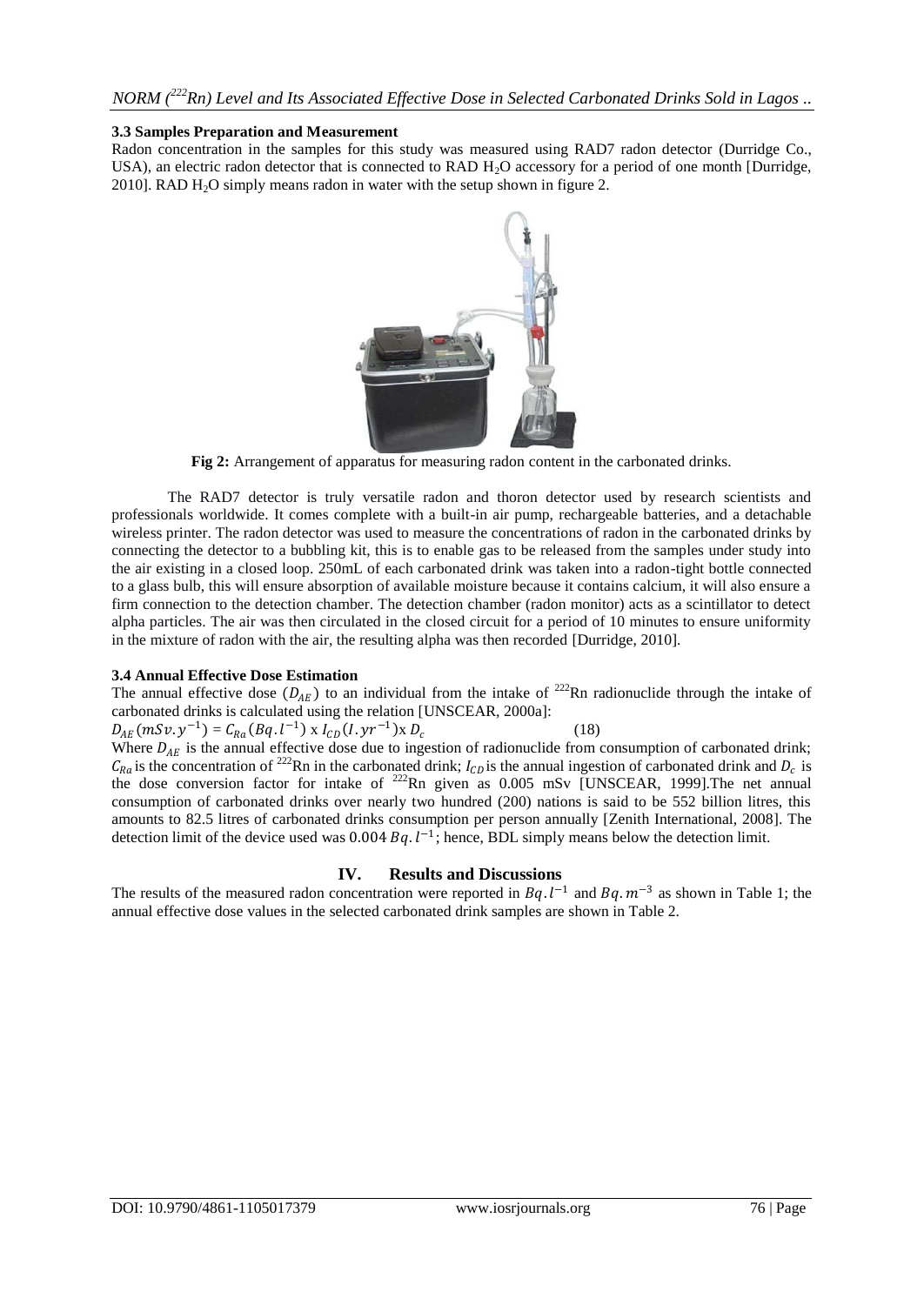### 3.3 Samples Preparation and Measurement

Radon concentration in the samples for this study was measured using RAD7 radon detector (Durridge Co., USA), an electric radon detector that is connected to RAD $H_2O$ accessory for a period of one month [Durridge, 2010]. RAD $H_2O$ simply means radon in water with the setup shown in figure 2.

**Fig 2:** Arrangement of apparatus for measuring radon content in the carbonated drinks.

The RAD7 detector is truly versatile radon and thoron detector used by research scientists and professionals worldwide. It comes complete with a built-in air pump, rechargeable batteries, and a detachable wireless printer. The radon detector was used to measure the concentrations of radon in the carbonated drinks by connecting the detector to a bubbling kit, this is to enable gas to be released from the samples under study into the air existing in a closed loop. 250mL of each carbonated drink was taken into a radon-tight bottle connected to a glass bulb, this will ensure absorption of available moisture because it contains calcium, it will also ensure a firm connection to the detection chamber. The detection chamber (radon monitor) acts as a scintillator to detect alpha particles. The air was then circulated in the closed circuit for a period of 10 minutes to ensure uniformity in the mixture of radon with the air, the resulting alpha was then recorded [Durridge, 2010].

### 3.4 Annual Effective Dose Estimation

The annual effective dose ($D_{AE}$) to an individual from the intake of $^{222}$Rn radionuclide through the intake of carbonated drinks is calculated using the relation [UNSCEAR, 2000a]:

$$D_{AE}\,(mSv.y^{-1}) = C_{Ra}\,(Bq.l^{-1}) \text{ x } I_{CD}\,(I.yr^{-1}) \text{x } D_c \qquad (18)$$

Where $D_{AE}$ is the annual effective dose due to ingestion of radionuclide from consumption of carbonated drink; $C_{Ra}$ is the concentration of $^{222}$Rn in the carbonated drink; $I_{CD}$ is the annual ingestion of carbonated drink and $D_c$ is the dose conversion factor for intake of $^{222}$Rn given as 0.005 mSv [UNSCEAR, 1999].The net annual consumption of carbonated drinks over nearly two hundred (200) nations is said to be 552 billion litres, this amounts to 82.5 litres of carbonated drinks consumption per person annually [Zenith International, 2008]. The detection limit of the device used was $0.004\,Bq.\,l^{-1}$; hence, BDL simply means below the detection limit.

## IV. Results and Discussions

The results of the measured radon concentration were reported in $Bq.\,l^{-1}$ and $Bq.\,m^{-3}$ as shown in Table 1; the annual effective dose values in the selected carbonated drink samples are shown in Table 2.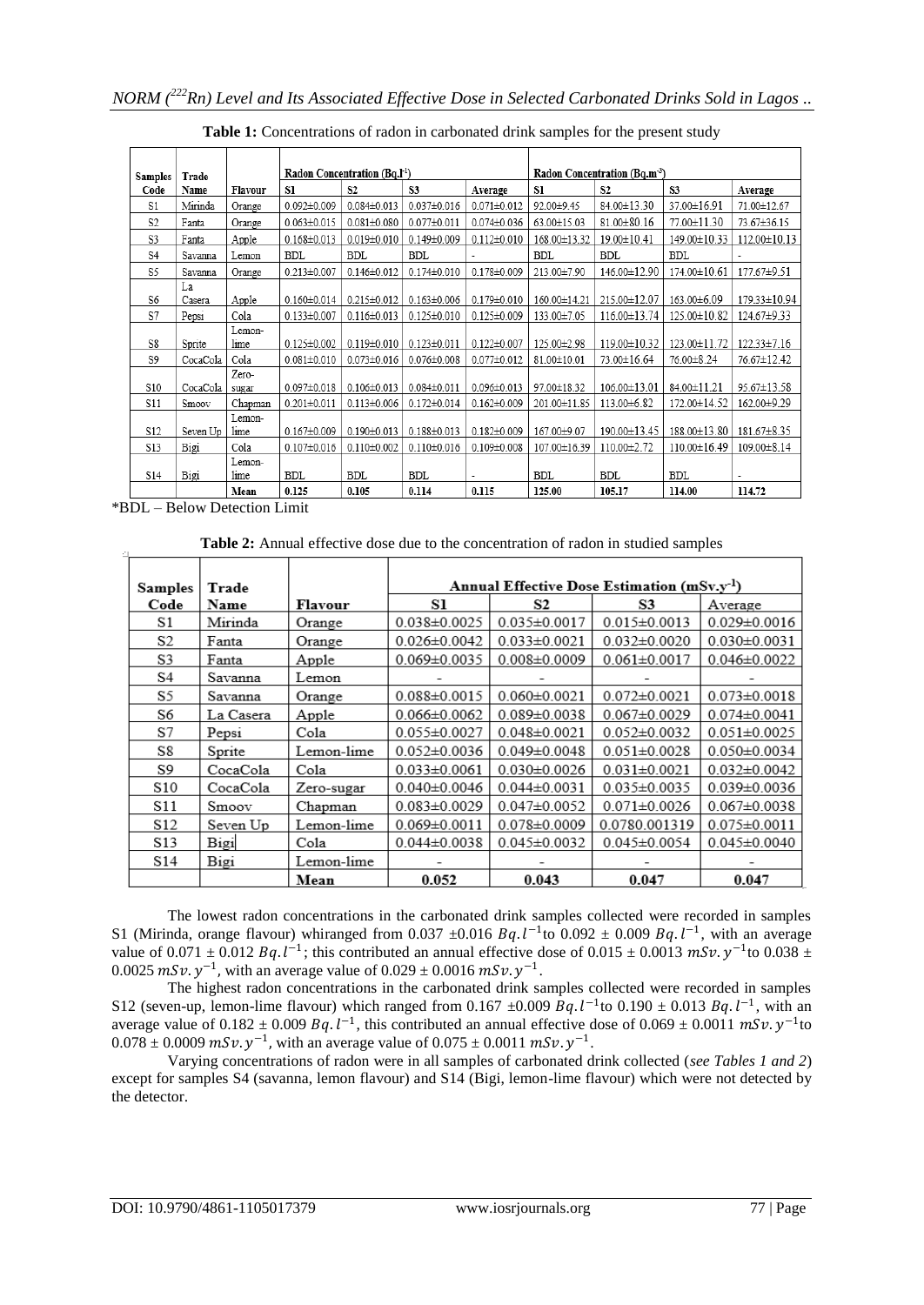**Table 1:** Concentrations of radon in carbonated drink samples for the present study

| Samples Code | Trade Name | Flavour | Radon Concentration (Bq.l⁻¹) | | | | Radon Concentration (Bq.m⁻³) | | | |
|---|---|---|---|---|---|---|---|---|---|---|
| | | | S1 | S2 | S3 | Average | S1 | S2 | S3 | Average |
| S1 | Mirinda | Orange | 0.092±0.009 | 0.084±0.013 | 0.037±0.016 | 0.071±0.012 | 92.00±9.45 | 84.00±13.30 | 37.00±16.91 | 71.00±12.67 |
| S2 | Fanta | Orange | 0.063±0.015 | 0.081±0.080 | 0.077±0.011 | 0.074±0.036 | 63.00±15.03 | 81.00±80.16 | 77.00±11.30 | 73.67±36.15 |
| S3 | Fanta | Apple | 0.168±0.013 | 0.019±0.010 | 0.149±0.009 | 0.112±0.010 | 168.00±13.32 | 19.00±10.41 | 149.00±10.33 | 112.00±10.13 |
| S4 | Savanna | Lemon | BDL | BDL | BDL | - | BDL | BDL | BDL | - |
| S5 | Savanna | Orange | 0.213±0.007 | 0.146±0.012 | 0.174±0.010 | 0.178±0.009 | 213.00±7.90 | 146.00±12.90 | 174.00±10.61 | 177.67±9.51 |
| S6 | La Casera | Apple | 0.160±0.014 | 0.215±0.012 | 0.163±0.006 | 0.179±0.010 | 160.00±14.21 | 215.00±12.07 | 163.00±6.09 | 179.33±10.94 |
| S7 | Pepsi | Cola | 0.133±0.007 | 0.116±0.013 | 0.125±0.010 | 0.125±0.009 | 133.00±7.05 | 116.00±13.74 | 125.00±10.82 | 124.67±9.33 |
| S8 | Sprite | Lemon-lime | 0.125±0.002 | 0.119±0.010 | 0.123±0.011 | 0.122±0.007 | 125.00±2.98 | 119.00±10.32 | 123.00±11.72 | 122.33±7.16 |
| S9 | CocaCola | Cola | 0.081±0.010 | 0.073±0.016 | 0.076±0.008 | 0.077±0.012 | 81.00±10.01 | 73.00±16.64 | 76.00±8.24 | 76.67±12.42 |
| S10 | CocaCola | Zero-sugar | 0.097±0.018 | 0.106±0.013 | 0.084±0.011 | 0.096±0.013 | 97.00±18.32 | 106.00±13.01 | 84.00±11.21 | 95.67±13.58 |
| S11 | Smoov | Chapman | 0.201±0.011 | 0.113±0.006 | 0.172±0.014 | 0.162±0.009 | 201.00±11.85 | 113.00±6.82 | 172.00±14.52 | 162.00±9.29 |
| S12 | Seven Up | Lemon-lime | 0.167±0.009 | 0.190±0.013 | 0.188±0.013 | 0.182±0.009 | 167.00±9.07 | 190.00±13.45 | 188.00±13.80 | 181.67±8.35 |
| S13 | Bigi | Cola | 0.107±0.016 | 0.110±0.002 | 0.110±0.016 | 0.109±0.008 | 107.00±16.39 | 110.00±2.72 | 110.00±16.49 | 109.00±8.14 |
| S14 | Bigi | Lemon-lime | BDL | BDL | BDL | - | BDL | BDL | BDL | - |
| | | Mean | 0.125 | 0.105 | 0.114 | 0.115 | 125.00 | 105.17 | 114.00 | 114.72 |

*BDL – Below Detection Limit

**Table 2:** Annual effective dose due to the concentration of radon in studied samples

| Samples Code | Trade Name | Flavour | Annual Effective Dose Estimation (mSv.y⁻¹) | | | |
|---|---|---|---|---|---|---|
| | | | S1 | S2 | S3 | Average |
| S1 | Mirinda | Orange | 0.038±0.0025 | 0.035±0.0017 | 0.015±0.0013 | 0.029±0.0016 |
| S2 | Fanta | Orange | 0.026±0.0042 | 0.033±0.0021 | 0.032±0.0020 | 0.030±0.0031 |
| S3 | Fanta | Apple | 0.069±0.0035 | 0.008±0.0009 | 0.061±0.0017 | 0.046±0.0022 |
| S4 | Savanna | Lemon | - | - | - | - |
| S5 | Savanna | Orange | 0.088±0.0015 | 0.060±0.0021 | 0.072±0.0021 | 0.073±0.0018 |
| S6 | La Casera | Apple | 0.066±0.0062 | 0.089±0.0038 | 0.067±0.0029 | 0.074±0.0041 |
| S7 | Pepsi | Cola | 0.055±0.0027 | 0.048±0.0021 | 0.052±0.0032 | 0.051±0.0025 |
| S8 | Sprite | Lemon-lime | 0.052±0.0036 | 0.049±0.0048 | 0.051±0.0028 | 0.050±0.0034 |
| S9 | CocaCola | Cola | 0.033±0.0061 | 0.030±0.0026 | 0.031±0.0021 | 0.032±0.0042 |
| S10 | CocaCola | Zero-sugar | 0.040±0.0046 | 0.044±0.0031 | 0.035±0.0035 | 0.039±0.0036 |
| S11 | Smoov | Chapman | 0.083±0.0029 | 0.047±0.0052 | 0.071±0.0026 | 0.067±0.0038 |
| S12 | Seven Up | Lemon-lime | 0.069±0.0011 | 0.078±0.0009 | 0.0780.001319 | 0.075±0.0011 |
| S13 | Bigi | Cola | 0.044±0.0038 | 0.045±0.0032 | 0.045±0.0054 | 0.045±0.0040 |
| S14 | Bigi | Lemon-lime | - | - | - | - |
| | | Mean | 0.052 | 0.043 | 0.047 | 0.047 |

The lowest radon concentrations in the carbonated drink samples collected were recorded in samples S1 (Mirinda, orange flavour) whiranged from 0.037 ±0.016 $Bq.l^{-1}$to 0.092 ± 0.009 $Bq.l^{-1}$, with an average value of 0.071 ± 0.012 $Bq.l^{-1}$; this contributed an annual effective dose of 0.015 ± 0.0013 $mSv.y^{-1}$to 0.038 ± 0.0025 $mSv.y^{-1}$, with an average value of 0.029 ± 0.0016 $mSv.y^{-1}$.

The highest radon concentrations in the carbonated drink samples collected were recorded in samples S12 (seven-up, lemon-lime flavour) which ranged from 0.167 ±0.009 $Bq.l^{-1}$to 0.190 ± 0.013 $Bq.l^{-1}$, with an average value of 0.182 ± 0.009 $Bq.l^{-1}$, this contributed an annual effective dose of 0.069 ± 0.0011 $mSv.y^{-1}$to 0.078 ± 0.0009 $mSv.y^{-1}$, with an average value of 0.075 ± 0.0011 $mSv.y^{-1}$.

Varying concentrations of radon were in all samples of carbonated drink collected (*see Tables 1 and 2*) except for samples S4 (savanna, lemon flavour) and S14 (Bigi, lemon-lime flavour) which were not detected by the detector.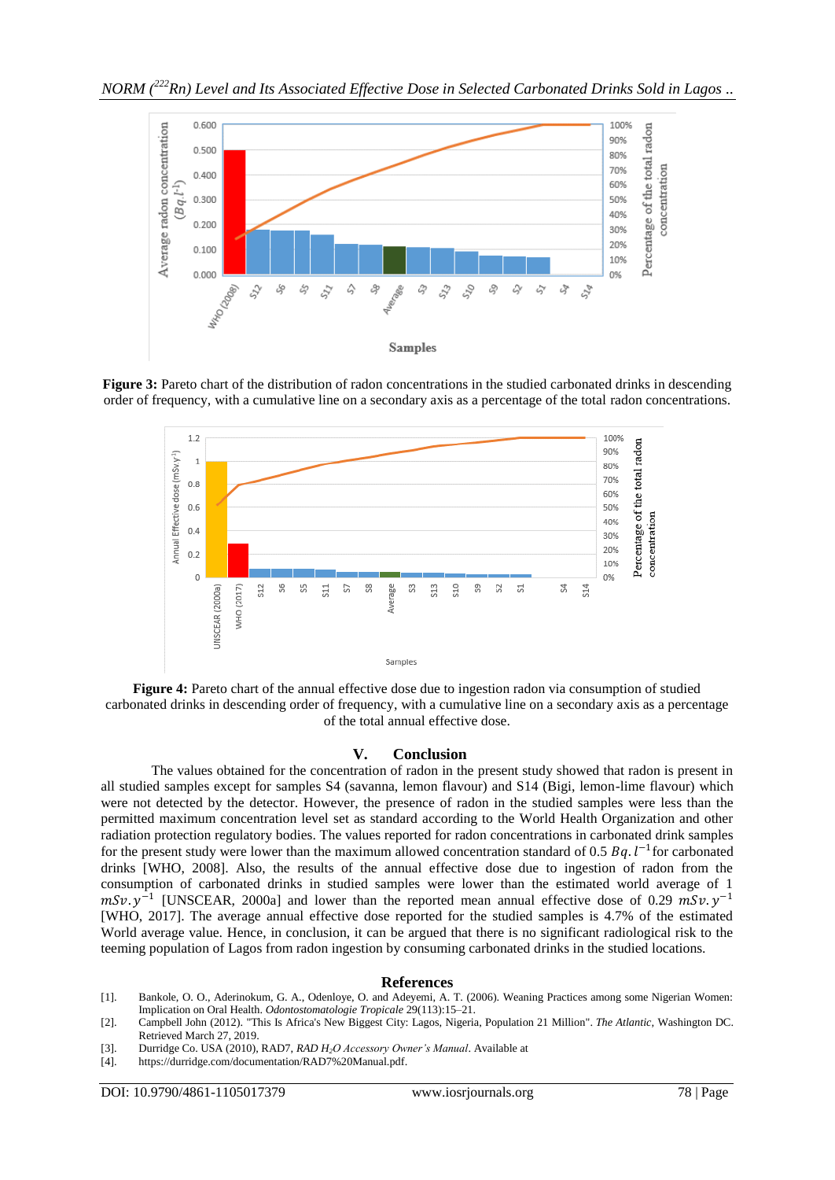**Figure 3:** Pareto chart of the distribution of radon concentrations in the studied carbonated drinks in descending order of frequency, with a cumulative line on a secondary axis as a percentage of the total radon concentrations.

**Figure 4:** Pareto chart of the annual effective dose due to ingestion radon via consumption of studied carbonated drinks in descending order of frequency, with a cumulative line on a secondary axis as a percentage of the total annual effective dose.

## V. Conclusion

The values obtained for the concentration of radon in the present study showed that radon is present in all studied samples except for samples S4 (savanna, lemon flavour) and S14 (Bigi, lemon-lime flavour) which were not detected by the detector. However, the presence of radon in the studied samples were less than the permitted maximum concentration level set as standard according to the World Health Organization and other radiation protection regulatory bodies. The values reported for radon concentrations in carbonated drink samples for the present study were lower than the maximum allowed concentration standard of 0.5 $Bq.l^{-1}$ for carbonated drinks [WHO, 2008]. Also, the results of the annual effective dose due to ingestion of radon from the consumption of carbonated drinks in studied samples were lower than the estimated world average of 1 $mSv.y^{-1}$ [UNSCEAR, 2000a] and lower than the reported mean annual effective dose of 0.29 $mSv.y^{-1}$ [WHO, 2017]. The average annual effective dose reported for the studied samples is 4.7% of the estimated World average value. Hence, in conclusion, it can be argued that there is no significant radiological risk to the teeming population of Lagos from radon ingestion by consuming carbonated drinks in the studied locations.

## References

[1]. Bankole, O. O., Aderinokum, G. A., Odenloye, O. and Adeyemi, A. T. (2006). Weaning Practices among some Nigerian Women: Implication on Oral Health. *Odontostomatologie Tropicale* 29(113):15–21.

[2]. Campbell John (2012). "This Is Africa's New Biggest City: Lagos, Nigeria, Population 21 Million". *The Atlantic*, Washington DC. Retrieved March 27, 2019.

[3]. Durridge Co. USA (2010), RAD7, *RAD $H_2O$ Accessory Owner's Manual*. Available at

[4]. https://durridge.com/documentation/RAD7%20Manual.pdf.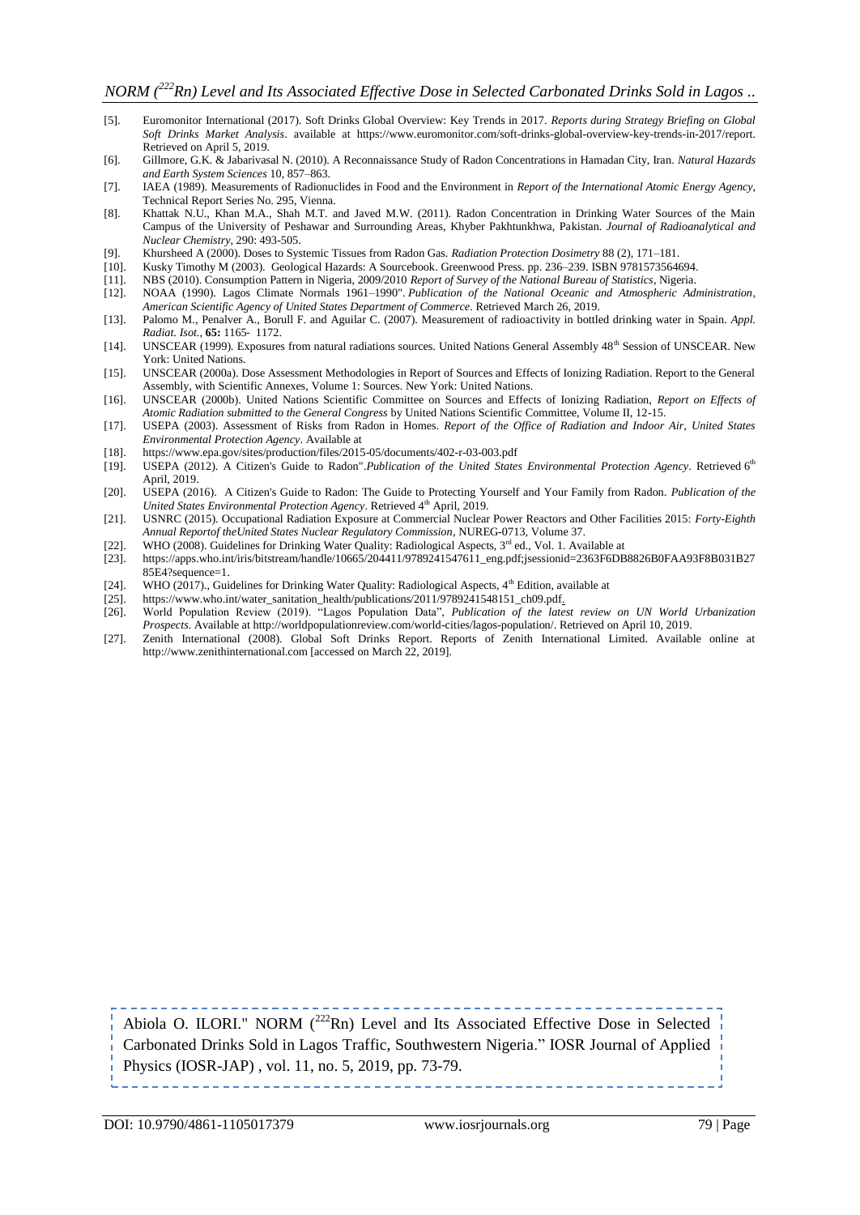[5]. Euromonitor International (2017). Soft Drinks Global Overview: Key Trends in 2017. *Reports during Strategy Briefing on Global Soft Drinks Market Analysis*. available at https://www.euromonitor.com/soft-drinks-global-overview-key-trends-in-2017/report. Retrieved on April 5, 2019.

[6]. Gillmore, G.K. & Jabarivasal N. (2010). A Reconnaissance Study of Radon Concentrations in Hamadan City, Iran. *Natural Hazards and Earth System Sciences* 10, 857–863.

[7]. IAEA (1989). Measurements of Radionuclides in Food and the Environment in *Report of the International Atomic Energy Agency*, Technical Report Series No. 295, Vienna.

[8]. Khattak N.U., Khan M.A., Shah M.T. and Javed M.W. (2011). Radon Concentration in Drinking Water Sources of the Main Campus of the University of Peshawar and Surrounding Areas, Khyber Pakhtunkhwa, Pakistan. *Journal of Radioanalytical and Nuclear Chemistry*, 290: 493-505.

[9]. Khursheed A (2000). Doses to Systemic Tissues from Radon Gas. *Radiation Protection Dosimetry* 88 (2), 171–181.

[10]. Kusky Timothy M (2003). Geological Hazards: A Sourcebook. Greenwood Press. pp. 236–239. ISBN 9781573564694.

[11]. NBS (2010). Consumption Pattern in Nigeria, 2009/2010 *Report of Survey of the National Bureau of Statistics*, Nigeria.

[12]. NOAA (1990). Lagos Climate Normals 1961–1990". *Publication of the National Oceanic and Atmospheric Administration, American Scientific Agency of United States Department of Commerce*. Retrieved March 26, 2019.

[13]. Palomo M., Penalver A., Borull F. and Aguilar C. (2007). Measurement of radioactivity in bottled drinking water in Spain. *Appl. Radiat. Isot.*, **65:** 1165- 1172.

[14]. UNSCEAR (1999). Exposures from natural radiations sources. United Nations General Assembly 48th Session of UNSCEAR. New York: United Nations.

[15]. UNSCEAR (2000a). Dose Assessment Methodologies in Report of Sources and Effects of Ionizing Radiation. Report to the General Assembly, with Scientific Annexes, Volume 1: Sources. New York: United Nations.

[16]. UNSCEAR (2000b). United Nations Scientific Committee on Sources and Effects of Ionizing Radiation, *Report on Effects of Atomic Radiation submitted to the General Congress* by United Nations Scientific Committee, Volume II, 12-15.

[17]. USEPA (2003). Assessment of Risks from Radon in Homes. *Report of the Office of Radiation and Indoor Air, United States Environmental Protection Agency*. Available at

[18]. https://www.epa.gov/sites/production/files/2015-05/documents/402-r-03-003.pdf

[19]. USEPA (2012). A Citizen's Guide to Radon".*Publication of the United States Environmental Protection Agency*. Retrieved 6th April, 2019.

[20]. USEPA (2016). A Citizen's Guide to Radon: The Guide to Protecting Yourself and Your Family from Radon. *Publication of the United States Environmental Protection Agency*. Retrieved 4th April, 2019.

[21]. USNRC (2015). Occupational Radiation Exposure at Commercial Nuclear Power Reactors and Other Facilities 2015: *Forty-Eighth Annual Reportof theUnited States Nuclear Regulatory Commission*, NUREG-0713, Volume 37.

[22]. WHO (2008). Guidelines for Drinking Water Quality: Radiological Aspects, 3rd ed., Vol. 1. Available at

[23]. https://apps.who.int/iris/bitstream/handle/10665/204411/9789241547611_eng.pdf;jsessionid=2363F6DB8826B0FAA93F8B031B2785E4?sequence=1.

[24]. WHO (2017)., Guidelines for Drinking Water Quality: Radiological Aspects, 4th Edition, available at

[25]. https://www.who.int/water_sanitation_health/publications/2011/9789241548151_ch09.pdf.

[26]. World Population Review (2019). "Lagos Population Data", *Publication of the latest review on UN World Urbanization Prospects*. Available at http://worldpopulationreview.com/world-cities/lagos-population/. Retrieved on April 10, 2019.

[27]. Zenith International (2008). Global Soft Drinks Report. Reports of Zenith International Limited. Available online at http://www.zenithinternational.com [accessed on March 22, 2019].

Abiola O. ILORI." NORM ($^{222}$Rn) Level and Its Associated Effective Dose in Selected Carbonated Drinks Sold in Lagos Traffic, Southwestern Nigeria." IOSR Journal of Applied Physics (IOSR-JAP) , vol. 11, no. 5, 2019, pp. 73-79.